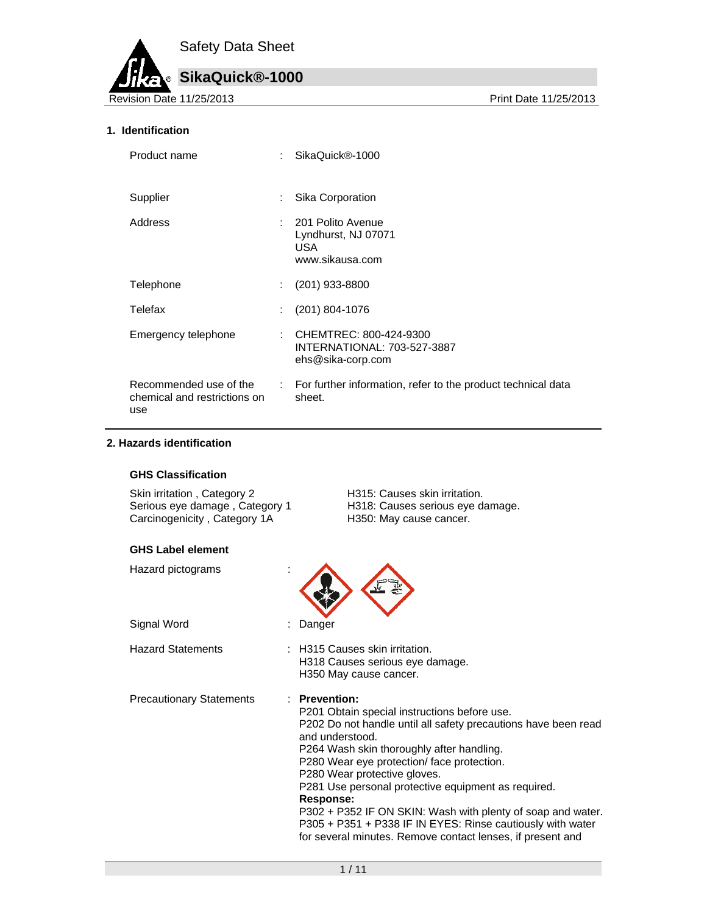Safety Data Sheet

# SikaQuick®-1000

Revision Date 11/25/2013 Print Date 11/25/2013

## 1. Identification

| | | |
|---|---|---|
| Product name | : | SikaQuick®-1000 |
| Supplier | : | Sika Corporation |
| Address | : | 201 Polito Avenue<br>Lyndhurst, NJ 07071<br>USA<br>www.sikausa.com |
| Telephone | : | (201) 933-8800 |
| Telefax | : | (201) 804-1076 |
| Emergency telephone | : | CHEMTREC: 800-424-9300<br>INTERNATIONAL: 703-527-3887<br>ehs@sika-corp.com |
| Recommended use of the chemical and restrictions on use | : | For further information, refer to the product technical data sheet. |

## 2. Hazards identification

### GHS Classification

| | |
|---|---|
| Skin irritation , Category 2 | H315: Causes skin irritation. |
| Serious eye damage , Category 1 | H318: Causes serious eye damage. |
| Carcinogenicity , Category 1A | H350: May cause cancer. |

### GHS Label element

Hazard pictograms :

Signal Word : Danger

Hazard Statements : H315 Causes skin irritation.
H318 Causes serious eye damage.
H350 May cause cancer.

Precautionary Statements :

**Prevention:**
P201 Obtain special instructions before use.
P202 Do not handle until all safety precautions have been read and understood.
P264 Wash skin thoroughly after handling.
P280 Wear eye protection/ face protection.
P280 Wear protective gloves.
P281 Use personal protective equipment as required.

**Response:**
P302 + P352 IF ON SKIN: Wash with plenty of soap and water.
P305 + P351 + P338 IF IN EYES: Rinse cautiously with water for several minutes. Remove contact lenses, if present and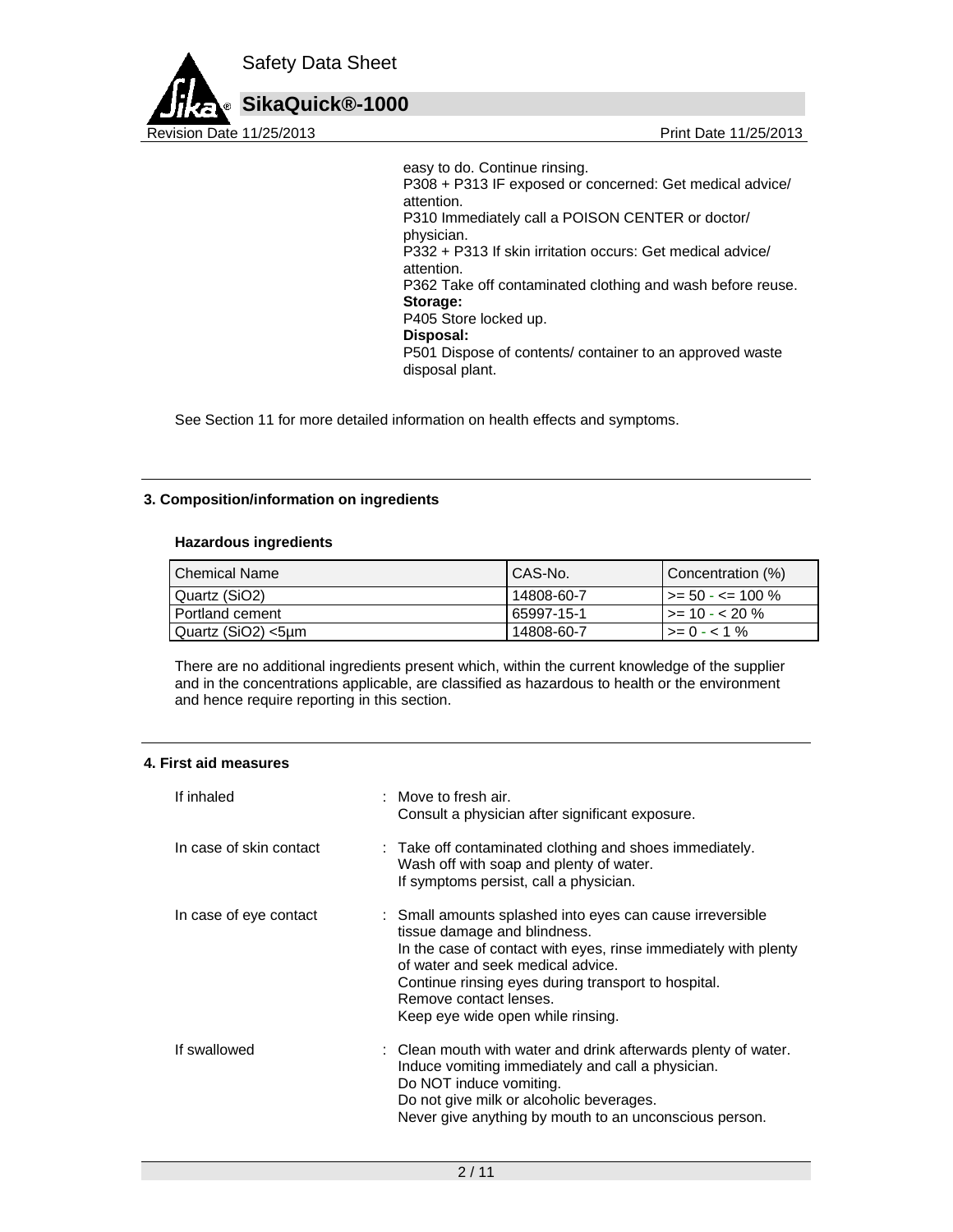easy to do. Continue rinsing.
P308 + P313 IF exposed or concerned: Get medical advice/ attention.
P310 Immediately call a POISON CENTER or doctor/ physician.
P332 + P313 If skin irritation occurs: Get medical advice/ attention.
P362 Take off contaminated clothing and wash before reuse.
**Storage:**
P405 Store locked up.
**Disposal:**
P501 Dispose of contents/ container to an approved waste disposal plant.

See Section 11 for more detailed information on health effects and symptoms.

## 3. Composition/information on ingredients

### Hazardous ingredients

| Chemical Name | CAS-No. | Concentration (%) |
|---|---|---|
| Quartz ($SiO_2$) | 14808-60-7 | >= 50 - <= 100 % |
| Portland cement | 65997-15-1 | >= 10 - < 20 % |
| Quartz ($SiO_2$) <5µm | 14808-60-7 | >= 0 - < 1 % |

There are no additional ingredients present which, within the current knowledge of the supplier and in the concentrations applicable, are classified as hazardous to health or the environment and hence require reporting in this section.

## 4. First aid measures

| | |
|---|---|
| If inhaled | : Move to fresh air.<br>Consult a physician after significant exposure. |
| In case of skin contact | : Take off contaminated clothing and shoes immediately.<br>Wash off with soap and plenty of water.<br>If symptoms persist, call a physician. |
| In case of eye contact | : Small amounts splashed into eyes can cause irreversible tissue damage and blindness.<br>In the case of contact with eyes, rinse immediately with plenty of water and seek medical advice.<br>Continue rinsing eyes during transport to hospital.<br>Remove contact lenses.<br>Keep eye wide open while rinsing. |
| If swallowed | : Clean mouth with water and drink afterwards plenty of water.<br>Induce vomiting immediately and call a physician.<br>Do NOT induce vomiting.<br>Do not give milk or alcoholic beverages.<br>Never give anything by mouth to an unconscious person. |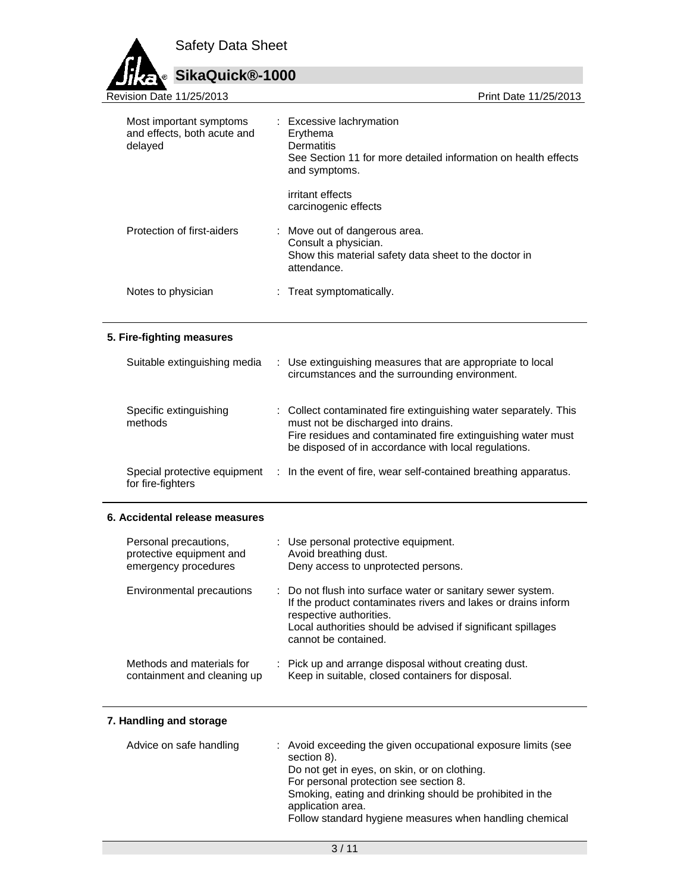| | |
|---|---|
| Most important symptoms and effects, both acute and delayed | : Excessive lachrymation<br>Erythema<br>Dermatitis<br>See Section 11 for more detailed information on health effects and symptoms.<br><br>irritant effects<br>carcinogenic effects |
| Protection of first-aiders | : Move out of dangerous area.<br>Consult a physician.<br>Show this material safety data sheet to the doctor in attendance. |
| Notes to physician | : Treat symptomatically. |

## 5. Fire-fighting measures

| | |
|---|---|
| Suitable extinguishing media | : Use extinguishing measures that are appropriate to local circumstances and the surrounding environment. |
| Specific extinguishing methods | : Collect contaminated fire extinguishing water separately. This must not be discharged into drains.<br>Fire residues and contaminated fire extinguishing water must be disposed of in accordance with local regulations. |
| Special protective equipment for fire-fighters | : In the event of fire, wear self-contained breathing apparatus. |

## 6. Accidental release measures

| | |
|---|---|
| Personal precautions, protective equipment and emergency procedures | : Use personal protective equipment.<br>Avoid breathing dust.<br>Deny access to unprotected persons. |
| Environmental precautions | : Do not flush into surface water or sanitary sewer system.<br>If the product contaminates rivers and lakes or drains inform respective authorities.<br>Local authorities should be advised if significant spillages cannot be contained. |
| Methods and materials for containment and cleaning up | : Pick up and arrange disposal without creating dust.<br>Keep in suitable, closed containers for disposal. |

## 7. Handling and storage

| | |
|---|---|
| Advice on safe handling | : Avoid exceeding the given occupational exposure limits (see section 8).<br>Do not get in eyes, on skin, or on clothing.<br>For personal protection see section 8.<br>Smoking, eating and drinking should be prohibited in the application area.<br>Follow standard hygiene measures when handling chemical |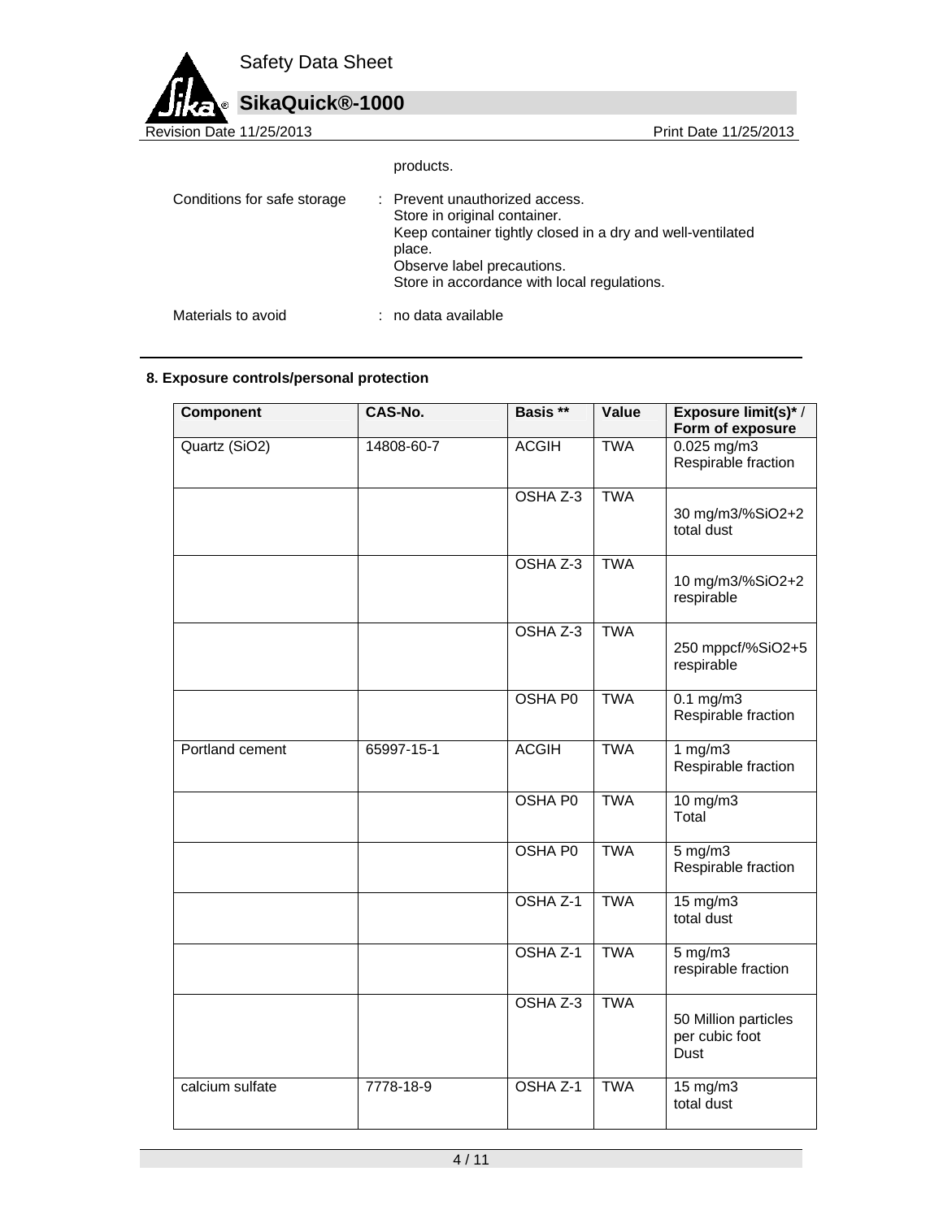products.

Conditions for safe storage : Prevent unauthorized access.
Store in original container.
Keep container tightly closed in a dry and well-ventilated place.
Observe label precautions.
Store in accordance with local regulations.

Materials to avoid : no data available

## 8. Exposure controls/personal protection

| Component | CAS-No. | Basis ** | Value | Exposure limit(s)* / Form of exposure |
|---|---|---|---|---|
| Quartz ($SiO_2$) | 14808-60-7 | ACGIH | TWA | 0.025 mg/m3 Respirable fraction |
| | | OSHA Z-3 | TWA | 30 mg/m3/%SiO2+2 total dust |
| | | OSHA Z-3 | TWA | 10 mg/m3/%SiO2+2 respirable |
| | | OSHA Z-3 | TWA | 250 mppcf/%SiO2+5 respirable |
| | | OSHA P0 | TWA | 0.1 mg/m3 Respirable fraction |
| Portland cement | 65997-15-1 | ACGIH | TWA | 1 mg/m3 Respirable fraction |
| | | OSHA P0 | TWA | 10 mg/m3 Total |
| | | OSHA P0 | TWA | 5 mg/m3 Respirable fraction |
| | | OSHA Z-1 | TWA | 15 mg/m3 total dust |
| | | OSHA Z-1 | TWA | 5 mg/m3 respirable fraction |
| | | OSHA Z-3 | TWA | 50 Million particles per cubic foot Dust |
| calcium sulfate | 7778-18-9 | OSHA Z-1 | TWA | 15 mg/m3 total dust |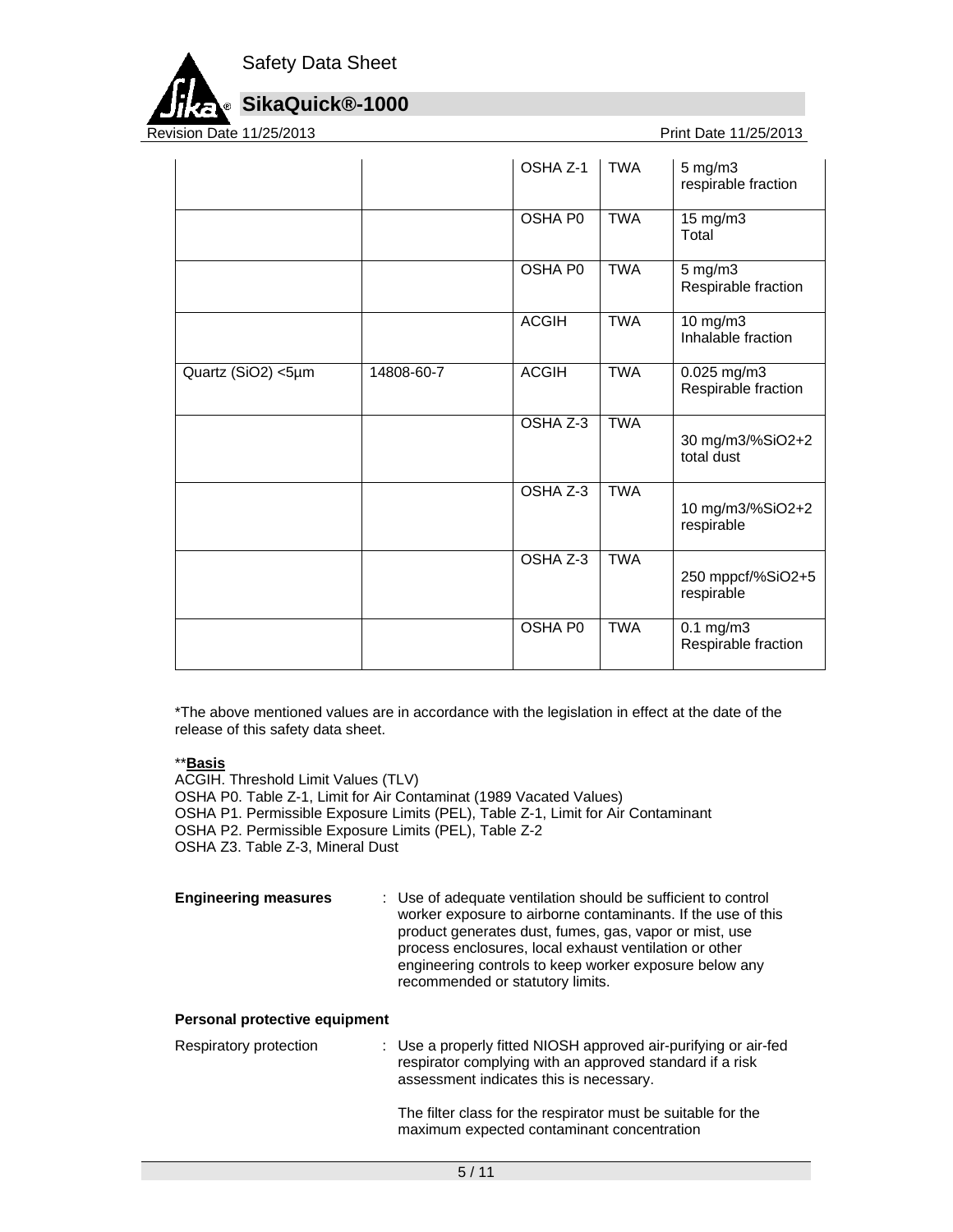| | | | | |
|---|---|---|---|---|
| | | OSHA Z-1 | TWA | 5 mg/m3 respirable fraction |
| | | OSHA P0 | TWA | 15 mg/m3 Total |
| | | OSHA P0 | TWA | 5 mg/m3 Respirable fraction |
| | | ACGIH | TWA | 10 mg/m3 Inhalable fraction |
| Quartz (SiO2) <5µm | 14808-60-7 | ACGIH | TWA | 0.025 mg/m3 Respirable fraction |
| | | OSHA Z-3 | TWA | 30 mg/m3/%SiO2+2 total dust |
| | | OSHA Z-3 | TWA | 10 mg/m3/%SiO2+2 respirable |
| | | OSHA Z-3 | TWA | 250 mppcf/%SiO2+5 respirable |
| | | OSHA P0 | TWA | 0.1 mg/m3 Respirable fraction |

*The above mentioned values are in accordance with the legislation in effect at the date of the release of this safety data sheet.

****Basis**
ACGIH. Threshold Limit Values (TLV)
OSHA P0. Table Z-1, Limit for Air Contaminat (1989 Vacated Values)
OSHA P1. Permissible Exposure Limits (PEL), Table Z-1, Limit for Air Contaminant
OSHA P2. Permissible Exposure Limits (PEL), Table Z-2
OSHA Z3. Table Z-3, Mineral Dust

**Engineering measures** : Use of adequate ventilation should be sufficient to control worker exposure to airborne contaminants. If the use of this product generates dust, fumes, gas, vapor or mist, use process enclosures, local exhaust ventilation or other engineering controls to keep worker exposure below any recommended or statutory limits.

**Personal protective equipment**

Respiratory protection : Use a properly fitted NIOSH approved air-purifying or air-fed respirator complying with an approved standard if a risk assessment indicates this is necessary.

The filter class for the respirator must be suitable for the maximum expected contaminant concentration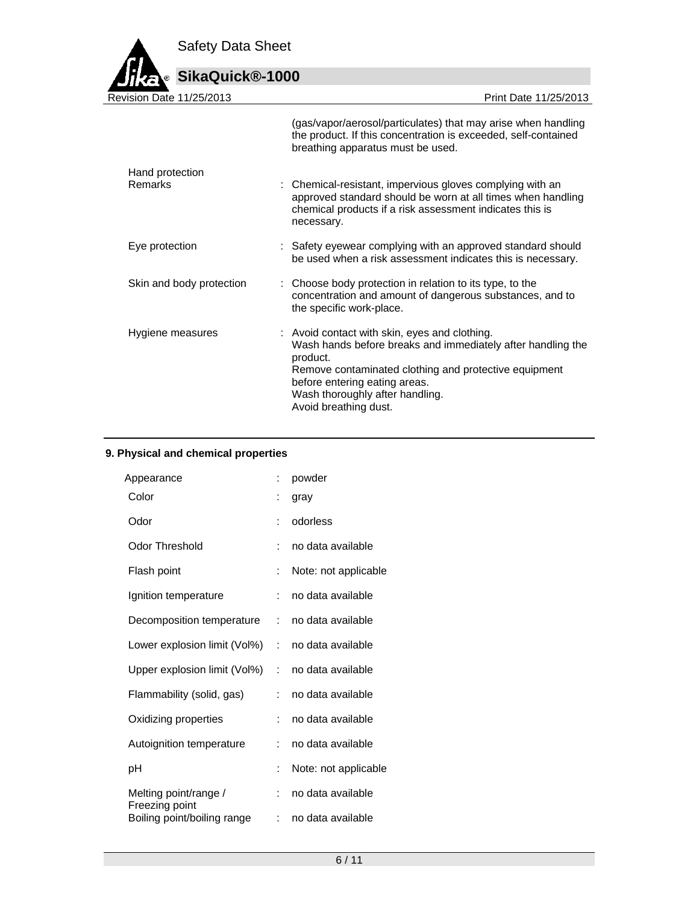(gas/vapor/aerosol/particulates) that may arise when handling the product. If this concentration is exceeded, self-contained breathing apparatus must be used.

| | |
|---|---|
| Hand protection | |
| Remarks | : Chemical-resistant, impervious gloves complying with an approved standard should be worn at all times when handling chemical products if a risk assessment indicates this is necessary. |
| Eye protection | : Safety eyewear complying with an approved standard should be used when a risk assessment indicates this is necessary. |
| Skin and body protection | : Choose body protection in relation to its type, to the concentration and amount of dangerous substances, and to the specific work-place. |
| Hygiene measures | : Avoid contact with skin, eyes and clothing.<br>Wash hands before breaks and immediately after handling the product.<br>Remove contaminated clothing and protective equipment before entering eating areas.<br>Wash thoroughly after handling.<br>Avoid breathing dust. |

## 9. Physical and chemical properties

| | |
|---|---|
| Appearance | : powder |
| Color | : gray |
| Odor | : odorless |
| Odor Threshold | : no data available |
| Flash point | : Note: not applicable |
| Ignition temperature | : no data available |
| Decomposition temperature | : no data available |
| Lower explosion limit (Vol%) | : no data available |
| Upper explosion limit (Vol%) | : no data available |
| Flammability (solid, gas) | : no data available |
| Oxidizing properties | : no data available |
| Autoignition temperature | : no data available |
| pH | : Note: not applicable |
| Melting point/range / Freezing point | : no data available |
| Boiling point/boiling range | : no data available |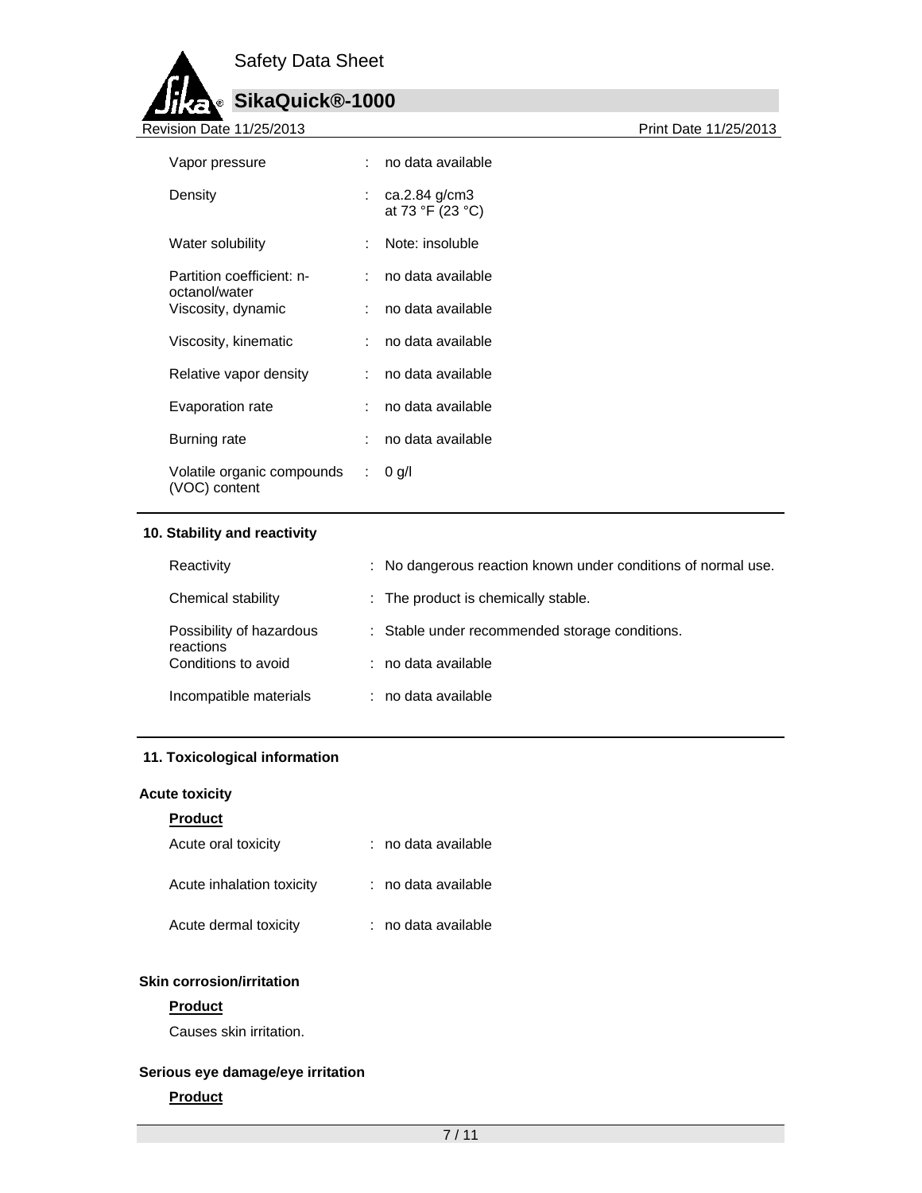| | | |
|---|---|---|
| Vapor pressure | : | no data available |
| Density | : | ca.2.84 g/cm3 at 73 °F (23 °C) |
| Water solubility | : | Note: insoluble |
| Partition coefficient: n-octanol/water | : | no data available |
| Viscosity, dynamic | : | no data available |
| Viscosity, kinematic | : | no data available |
| Relative vapor density | : | no data available |
| Evaporation rate | : | no data available |
| Burning rate | : | no data available |
| Volatile organic compounds (VOC) content | : | 0 g/l |

## 10. Stability and reactivity

| | | |
|---|---|---|
| Reactivity | : | No dangerous reaction known under conditions of normal use. |
| Chemical stability | : | The product is chemically stable. |
| Possibility of hazardous reactions | : | Stable under recommended storage conditions. |
| Conditions to avoid | : | no data available |
| Incompatible materials | : | no data available |

## 11. Toxicological information

**Acute toxicity**

**Product**

| | | |
|---|---|---|
| Acute oral toxicity | : | no data available |
| Acute inhalation toxicity | : | no data available |
| Acute dermal toxicity | : | no data available |

**Skin corrosion/irritation**

**Product**

Causes skin irritation.

**Serious eye damage/eye irritation**

**Product**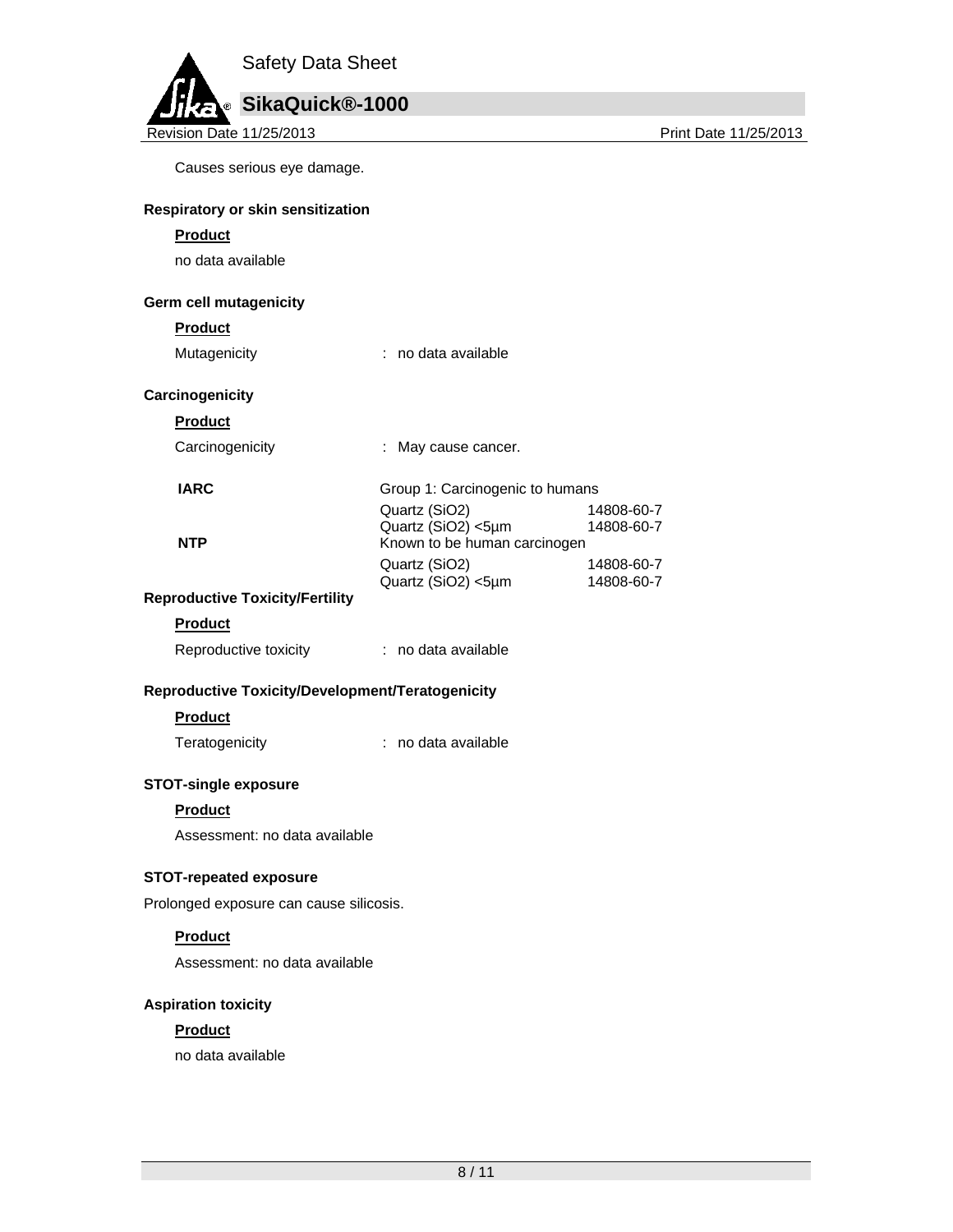Causes serious eye damage.

**Respiratory or skin sensitization**

**Product**

no data available

**Germ cell mutagenicity**

**Product**

Mutagenicity : no data available

**Carcinogenicity**

**Product**

Carcinogenicity : May cause cancer.

| | | |
|---|---|---|
| **IARC** | Group 1: Carcinogenic to humans | |
| | Quartz ($SiO_2$) | 14808-60-7 |
| | Quartz ($SiO_2$) <5µm | 14808-60-7 |
| **NTP** | Known to be human carcinogen | |
| | Quartz ($SiO_2$) | 14808-60-7 |
| | Quartz ($SiO_2$) <5µm | 14808-60-7 |

**Reproductive Toxicity/Fertility**

**Product**

Reproductive toxicity : no data available

**Reproductive Toxicity/Development/Teratogenicity**

**Product**

Teratogenicity : no data available

**STOT-single exposure**

**Product**

Assessment: no data available

**STOT-repeated exposure**

Prolonged exposure can cause silicosis.

**Product**

Assessment: no data available

**Aspiration toxicity**

**Product**

no data available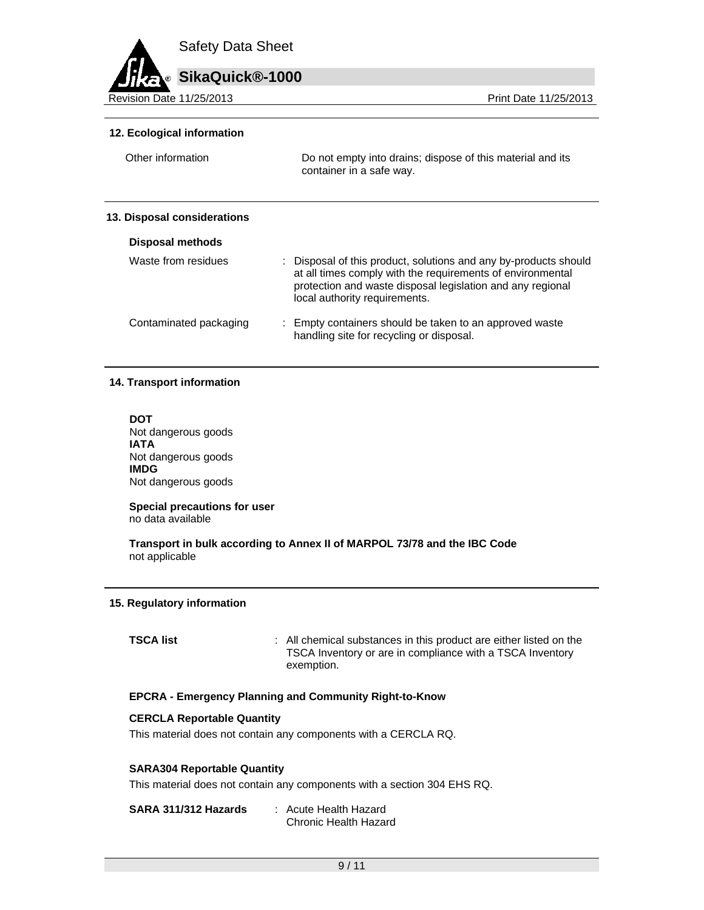## 12. Ecological information

| | |
|---|---|
| Other information | Do not empty into drains; dispose of this material and its container in a safe way. |

## 13. Disposal considerations

**Disposal methods**

| | |
|---|---|
| Waste from residues | : Disposal of this product, solutions and any by-products should at all times comply with the requirements of environmental protection and waste disposal legislation and any regional local authority requirements. |
| Contaminated packaging | : Empty containers should be taken to an approved waste handling site for recycling or disposal. |

## 14. Transport information

**DOT**
Not dangerous goods
**IATA**
Not dangerous goods
**IMDG**
Not dangerous goods

**Special precautions for user**
no data available

**Transport in bulk according to Annex II of MARPOL 73/78 and the IBC Code**
not applicable

## 15. Regulatory information

| | |
|---|---|
| **TSCA list** | : All chemical substances in this product are either listed on the TSCA Inventory or are in compliance with a TSCA Inventory exemption. |

**EPCRA - Emergency Planning and Community Right-to-Know**

**CERCLA Reportable Quantity**

This material does not contain any components with a CERCLA RQ.

**SARA304 Reportable Quantity**

This material does not contain any components with a section 304 EHS RQ.

| | |
|---|---|
| **SARA 311/312 Hazards** | : Acute Health Hazard<br>Chronic Health Hazard |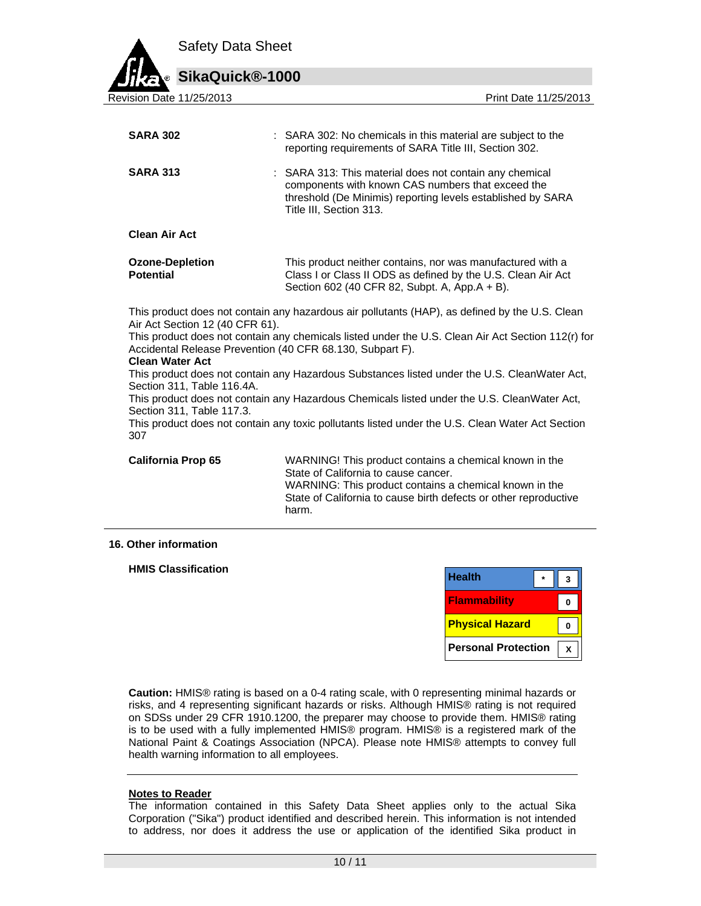| | | |
|---|---|---|
| **SARA 302** | : | SARA 302: No chemicals in this material are subject to the reporting requirements of SARA Title III, Section 302. |
| **SARA 313** | : | SARA 313: This material does not contain any chemical components with known CAS numbers that exceed the threshold (De Minimis) reporting levels established by SARA Title III, Section 313. |

**Clean Air Act**

| | |
|---|---|
| **Ozone-Depletion Potential** | This product neither contains, nor was manufactured with a Class I or Class II ODS as defined by the U.S. Clean Air Act Section 602 (40 CFR 82, Subpt. A, App.A + B). |

This product does not contain any hazardous air pollutants (HAP), as defined by the U.S. Clean Air Act Section 12 (40 CFR 61).
This product does not contain any chemicals listed under the U.S. Clean Air Act Section 112(r) for Accidental Release Prevention (40 CFR 68.130, Subpart F).

**Clean Water Act**

This product does not contain any Hazardous Substances listed under the U.S. CleanWater Act, Section 311, Table 116.4A.
This product does not contain any Hazardous Chemicals listed under the U.S. CleanWater Act, Section 311, Table 117.3.
This product does not contain any toxic pollutants listed under the U.S. Clean Water Act Section 307

| | |
|---|---|
| **California Prop 65** | WARNING! This product contains a chemical known in the State of California to cause cancer.<br>WARNING: This product contains a chemical known in the State of California to cause birth defects or other reproductive harm. |

## 16. Other information

**HMIS Classification**

| | | |
|---|---|---|
| **Health** | * | 3 |
| **Flammability** | | 0 |
| **Physical Hazard** | | 0 |
| **Personal Protection** | | X |

**Caution:** HMIS® rating is based on a 0-4 rating scale, with 0 representing minimal hazards or risks, and 4 representing significant hazards or risks. Although HMIS® rating is not required on SDSs under 29 CFR 1910.1200, the preparer may choose to provide them. HMIS® rating is to be used with a fully implemented HMIS® program. HMIS® is a registered mark of the National Paint & Coatings Association (NPCA). Please note HMIS® attempts to convey full health warning information to all employees.

**Notes to Reader**

The information contained in this Safety Data Sheet applies only to the actual Sika Corporation ("Sika") product identified and described herein. This information is not intended to address, nor does it address the use or application of the identified Sika product in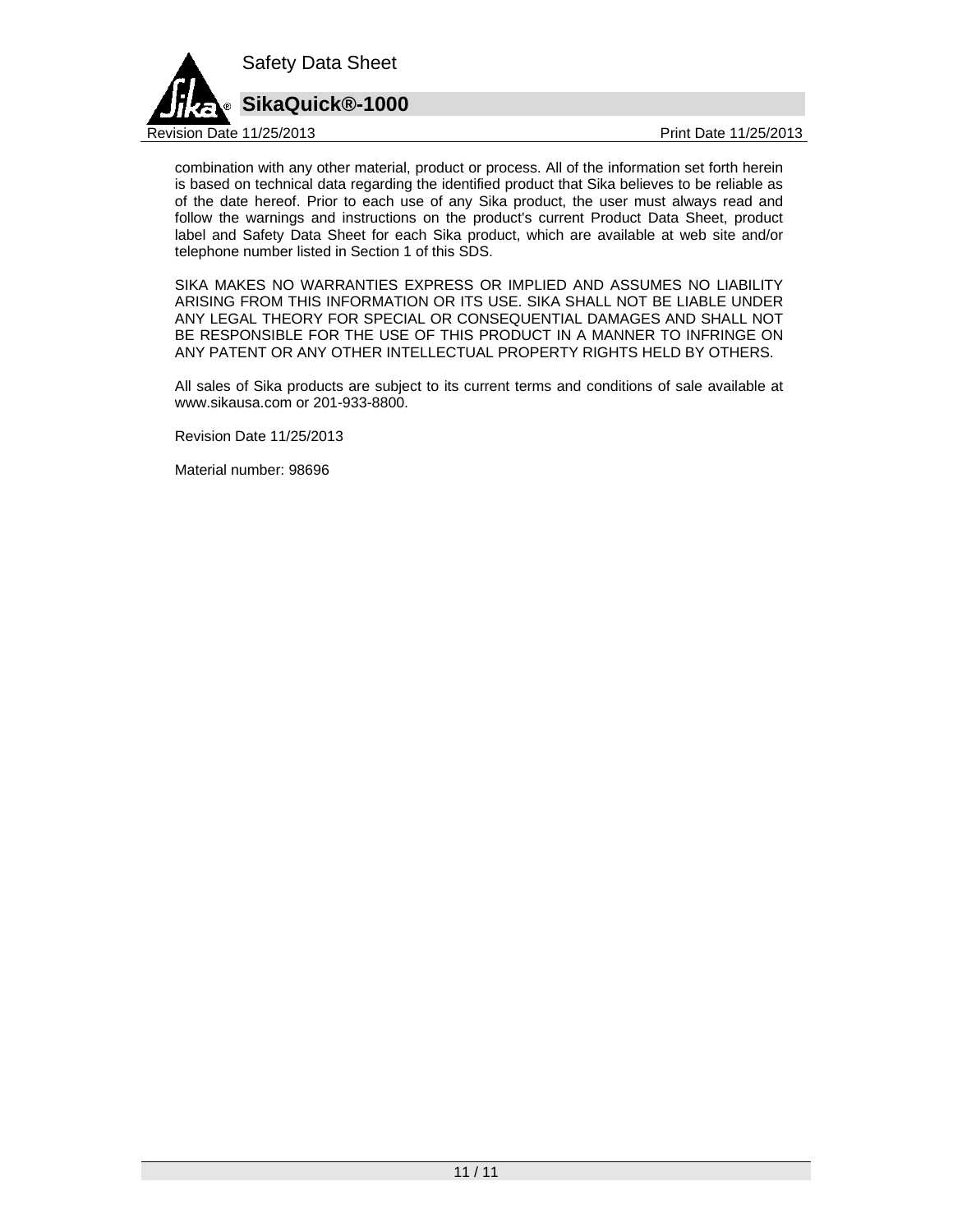combination with any other material, product or process. All of the information set forth herein is based on technical data regarding the identified product that Sika believes to be reliable as of the date hereof. Prior to each use of any Sika product, the user must always read and follow the warnings and instructions on the product's current Product Data Sheet, product label and Safety Data Sheet for each Sika product, which are available at web site and/or telephone number listed in Section 1 of this SDS.

SIKA MAKES NO WARRANTIES EXPRESS OR IMPLIED AND ASSUMES NO LIABILITY ARISING FROM THIS INFORMATION OR ITS USE. SIKA SHALL NOT BE LIABLE UNDER ANY LEGAL THEORY FOR SPECIAL OR CONSEQUENTIAL DAMAGES AND SHALL NOT BE RESPONSIBLE FOR THE USE OF THIS PRODUCT IN A MANNER TO INFRINGE ON ANY PATENT OR ANY OTHER INTELLECTUAL PROPERTY RIGHTS HELD BY OTHERS.

All sales of Sika products are subject to its current terms and conditions of sale available at www.sikausa.com or 201-933-8800.

Revision Date 11/25/2013

Material number: 98696